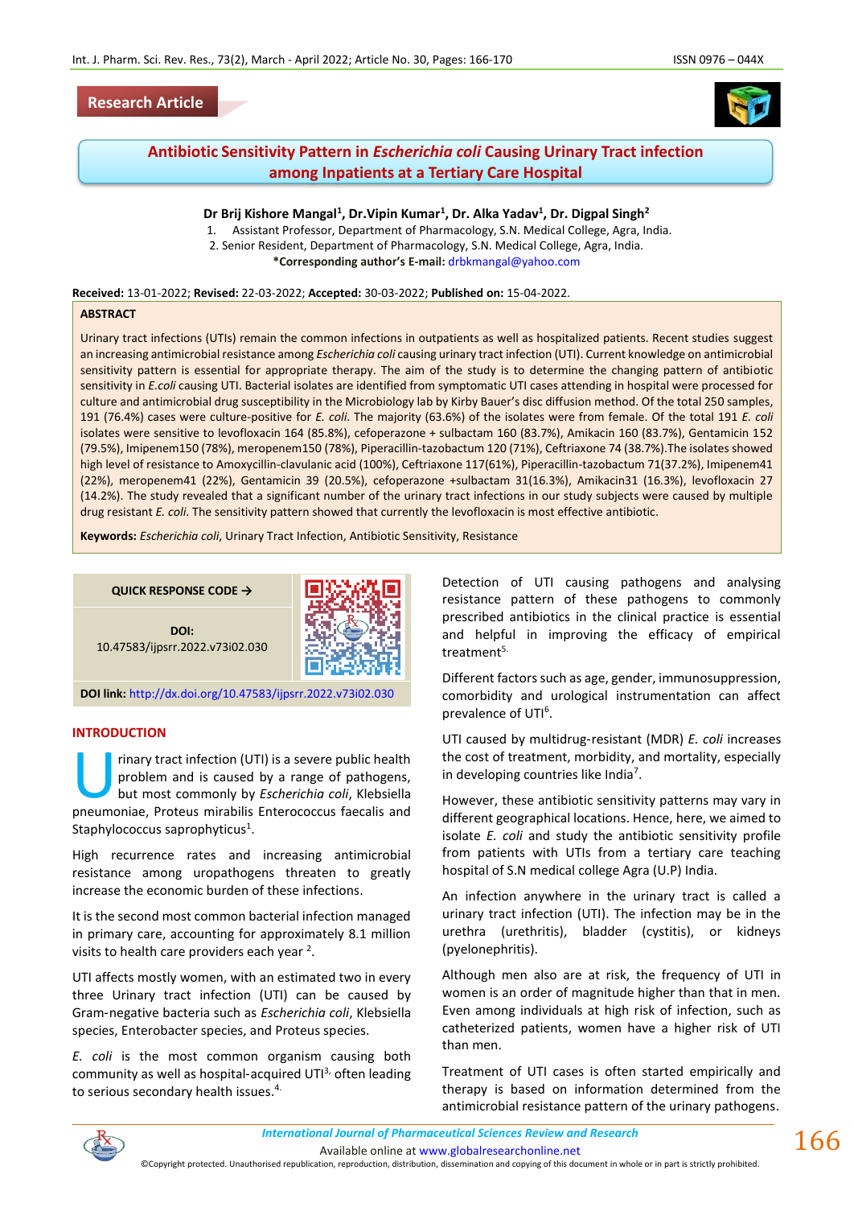Research Article

# Antibiotic Sensitivity Pattern in *Escherichia coli* Causing Urinary Tract infection among Inpatients at a Tertiary Care Hospital

**Dr Brij Kishore Mangal[1], Dr.Vipin Kumar[1], Dr. Alka Yadav[1], Dr. Digpal Singh[2]**

1. Assistant Professor, Department of Pharmacology, S.N. Medical College, Agra, India.
2. Senior Resident, Department of Pharmacology, S.N. Medical College, Agra, India.

***Corresponding author's E-mail:** drbkmangal@yahoo.com

**Received:** 13-01-2022; **Revised:** 22-03-2022; **Accepted:** 30-03-2022; **Published on:** 15-04-2022.

## ABSTRACT

Urinary tract infections (UTIs) remain the common infections in outpatients as well as hospitalized patients. Recent studies suggest an increasing antimicrobial resistance among *Escherichia coli* causing urinary tract infection (UTI). Current knowledge on antimicrobial sensitivity pattern is essential for appropriate therapy. The aim of the study is to determine the changing pattern of antibiotic sensitivity in *E.coli* causing UTI. Bacterial isolates are identified from symptomatic UTI cases attending in hospital were processed for culture and antimicrobial drug susceptibility in the Microbiology lab by Kirby Bauer's disc diffusion method. Of the total 250 samples, 191 (76.4%) cases were culture-positive for *E. coli*. The majority (63.6%) of the isolates were from female. Of the total 191 *E. coli* isolates were sensitive to levofloxacin 164 (85.8%), cefoperazone + sulbactam 160 (83.7%), Amikacin 160 (83.7%), Gentamicin 152 (79.5%), Imipenem150 (78%), meropenem150 (78%), Piperacillin-tazobactum 120 (71%), Ceftriaxone 74 (38.7%).The isolates showed high level of resistance to Amoxycillin-clavulanic acid (100%), Ceftriaxone 117(61%), Piperacillin-tazobactum 71(37.2%), Impipenem41 (22%), meropenem41 (22%), Gentamicin 39 (20.5%), cefoperazone +sulbactam 31(16.3%), Amikacin31 (16.3%), levofloxacin 27 (14.2%). The study revealed that a significant number of the urinary tract infections in our study subjects were caused by multiple drug resistant *E. coli*. The sensitivity pattern showed that currently the levofloxacin is most effective antibiotic.

**Keywords:** *Escherichia coli*, Urinary Tract Infection, Antibiotic Sensitivity, Resistance

QUICK RESPONSE CODE →

**DOI:** 10.47583/ijpsrr.2022.v73i02.030

**DOI link:** http://dx.doi.org/10.47583/ijpsrr.2022.v73i02.030

## INTRODUCTION

Urinary tract infection (UTI) is a severe public health problem and is caused by a range of pathogens, but most commonly by *Escherichia coli*, Klebsiella pneumoniae, Proteus mirabilis Enterococcus faecalis and Staphylococcus saprophyticus[1].

High recurrence rates and increasing antimicrobial resistance among uropathogens threaten to greatly increase the economic burden of these infections.

It is the second most common bacterial infection managed in primary care, accounting for approximately 8.1 million visits to health care providers each year [2].

UTI affects mostly women, with an estimated two in every three Urinary tract infection (UTI) can be caused by Gram-negative bacteria such as *Escherichia coli*, Klebsiella species, Enterobacter species, and Proteus species.

*E. coli* is the most common organism causing both community as well as hospital-acquired UTI[3,] often leading to serious secondary health issues.[4.]

Detection of UTI causing pathogens and analysing resistance pattern of these pathogens to commonly prescribed antibiotics in the clinical practice is essential and helpful in improving the efficacy of empirical treatment[5.]

Different factors such as age, gender, immunosuppression, comorbidity and urological instrumentation can affect prevalence of UTI[6].

UTI caused by multidrug-resistant (MDR) *E. coli* increases the cost of treatment, morbidity, and mortality, especially in developing countries like India[7].

However, these antibiotic sensitivity patterns may vary in different geographical locations. Hence, here, we aimed to isolate *E. coli* and study the antibiotic sensitivity profile from patients with UTIs from a tertiary care teaching hospital of S.N medical college Agra (U.P) India.

An infection anywhere in the urinary tract is called a urinary tract infection (UTI). The infection may be in the urethra (urethritis), bladder (cystitis), or kidneys (pyelonephritis).

Although men also are at risk, the frequency of UTI in women is an order of magnitude higher than that in men. Even among individuals at high risk of infection, such as catheterized patients, women have a higher risk of UTI than men.

Treatment of UTI cases is often started empirically and therapy is based on information determined from the antimicrobial resistance pattern of the urinary pathogens.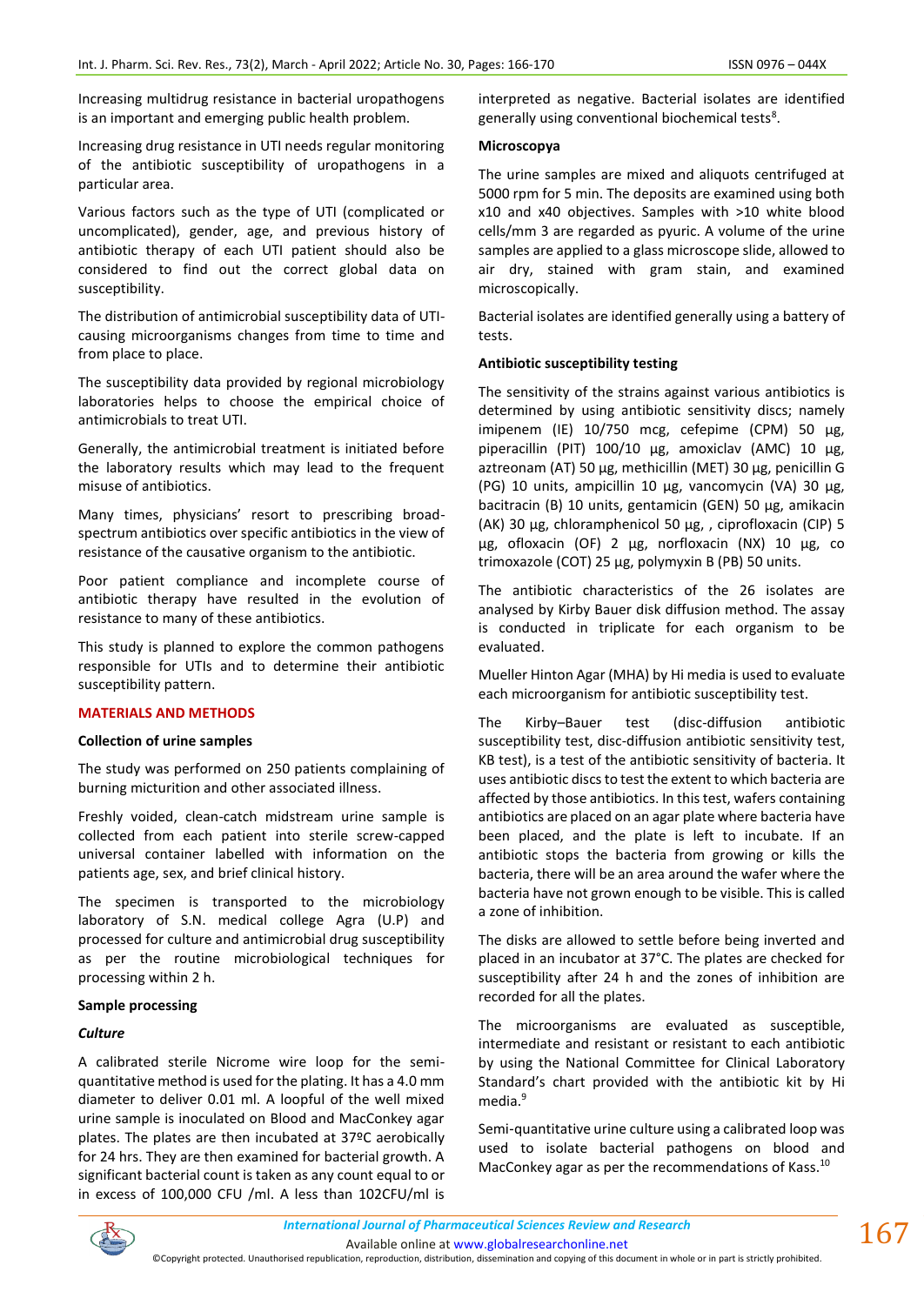Increasing multidrug resistance in bacterial uropathogens is an important and emerging public health problem.

Increasing drug resistance in UTI needs regular monitoring of the antibiotic susceptibility of uropathogens in a particular area.

Various factors such as the type of UTI (complicated or uncomplicated), gender, age, and previous history of antibiotic therapy of each UTI patient should also be considered to find out the correct global data on susceptibility.

The distribution of antimicrobial susceptibility data of UTI-causing microorganisms changes from time to time and from place to place.

The susceptibility data provided by regional microbiology laboratories helps to choose the empirical choice of antimicrobials to treat UTI.

Generally, the antimicrobial treatment is initiated before the laboratory results which may lead to the frequent misuse of antibiotics.

Many times, physicians' resort to prescribing broad-spectrum antibiotics over specific antibiotics in the view of resistance of the causative organism to the antibiotic.

Poor patient compliance and incomplete course of antibiotic therapy have resulted in the evolution of resistance to many of these antibiotics.

This study is planned to explore the common pathogens responsible for UTIs and to determine their antibiotic susceptibility pattern.

## MATERIALS AND METHODS

### Collection of urine samples

The study was performed on 250 patients complaining of burning micturition and other associated illness.

Freshly voided, clean-catch midstream urine sample is collected from each patient into sterile screw-capped universal container labelled with information on the patients age, sex, and brief clinical history.

The specimen is transported to the microbiology laboratory of S.N. medical college Agra (U.P) and processed for culture and antimicrobial drug susceptibility as per the routine microbiological techniques for processing within 2 h.

### Sample processing

#### *Culture*

A calibrated sterile Nicrome wire loop for the semi-quantitative method is used for the plating. It has a 4.0 mm diameter to deliver 0.01 ml. A loopful of the well mixed urine sample is inoculated on Blood and MacConkey agar plates. The plates are then incubated at 37ºC aerobically for 24 hrs. They are then examined for bacterial growth. A significant bacterial count is taken as any count equal to or in excess of 100,000 CFU /ml. A less than 102CFU/ml is interpreted as negative. Bacterial isolates are identified generally using conventional biochemical tests[8].

### Microscopya

The urine samples are mixed and aliquots centrifuged at 5000 rpm for 5 min. The deposits are examined using both x10 and x40 objectives. Samples with >10 white blood cells/mm 3 are regarded as pyuric. A volume of the urine samples are applied to a glass microscope slide, allowed to air dry, stained with gram stain, and examined microscopically.

Bacterial isolates are identified generally using a battery of tests.

### Antibiotic susceptibility testing

The sensitivity of the strains against various antibiotics is determined by using antibiotic sensitivity discs; namely imipenem (IE) 10/750 mcg, cefepime (CPM) 50 µg, piperacillin (PIT) 100/10 µg, amoxiclav (AMC) 10 µg, aztreonam (AT) 50 µg, methicillin (MET) 30 µg, penicillin G (PG) 10 units, ampicillin 10 µg, vancomycin (VA) 30 µg, bacitracin (B) 10 units, gentamicin (GEN) 50 µg, amikacin (AK) 30 µg, chloramphenicol 50 µg, , ciprofloxacin (CIP) 5 µg, ofloxacin (OF) 2 µg, norfloxacin (NX) 10 µg, co trimoxazole (COT) 25 µg, polymyxin B (PB) 50 units.

The antibiotic characteristics of the 26 isolates are analysed by Kirby Bauer disk diffusion method. The assay is conducted in triplicate for each organism to be evaluated.

Mueller Hinton Agar (MHA) by Hi media is used to evaluate each microorganism for antibiotic susceptibility test.

The Kirby–Bauer test (disc-diffusion antibiotic susceptibility test, disc-diffusion antibiotic sensitivity test, KB test), is a test of the antibiotic sensitivity of bacteria. It uses antibiotic discs to test the extent to which bacteria are affected by those antibiotics. In this test, wafers containing antibiotics are placed on an agar plate where bacteria have been placed, and the plate is left to incubate. If an antibiotic stops the bacteria from growing or kills the bacteria, there will be an area around the wafer where the bacteria have not grown enough to be visible. This is called a zone of inhibition.

The disks are allowed to settle before being inverted and placed in an incubator at 37°C. The plates are checked for susceptibility after 24 h and the zones of inhibition are recorded for all the plates.

The microorganisms are evaluated as susceptible, intermediate and resistant or resistant to each antibiotic by using the National Committee for Clinical Laboratory Standard's chart provided with the antibiotic kit by Hi media.[9]

Semi-quantitative urine culture using a calibrated loop was used to isolate bacterial pathogens on blood and MacConkey agar as per the recommendations of Kass.[10]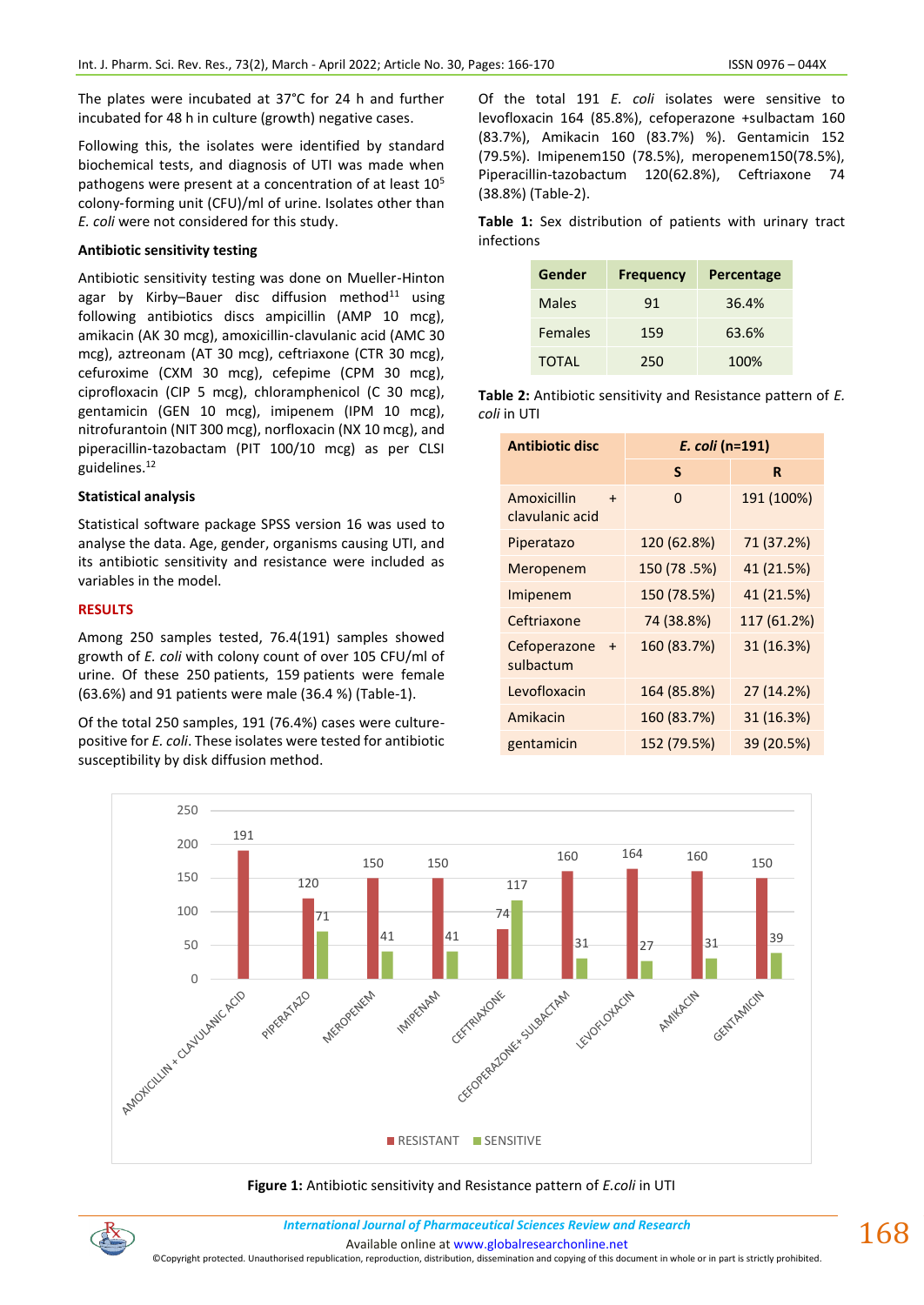The plates were incubated at 37°C for 24 h and further incubated for 48 h in culture (growth) negative cases.

Following this, the isolates were identified by standard biochemical tests, and diagnosis of UTI was made when pathogens were present at a concentration of at least $10^5$ colony-forming unit (CFU)/ml of urine. Isolates other than *E. coli* were not considered for this study.

### Antibiotic sensitivity testing

Antibiotic sensitivity testing was done on Mueller-Hinton agar by Kirby–Bauer disc diffusion method[11] using following antibiotics discs ampicillin (AMP 10 mcg), amikacin (AK 30 mcg), amoxicillin-clavulanic acid (AMC 30 mcg), aztreonam (AT 30 mcg), ceftriaxone (CTR 30 mcg), cefuroxime (CXM 30 mcg), cefepime (CPM 30 mcg), ciprofloxacin (CIP 5 mcg), chloramphenicol (C 30 mcg), gentamicin (GEN 10 mcg), imipenem (IPM 10 mcg), nitrofurantoin (NIT 300 mcg), norfloxacin (NX 10 mcg), and piperacillin-tazobactam (PIT 100/10 mcg) as per CLSI guidelines.[12]

### Statistical analysis

Statistical software package SPSS version 16 was used to analyse the data. Age, gender, organisms causing UTI, and its antibiotic sensitivity and resistance were included as variables in the model.

## RESULTS

Among 250 samples tested, 76.4(191) samples showed growth of *E. coli* with colony count of over 105 CFU/ml of urine. Of these 250 patients, 159 patients were female (63.6%) and 91 patients were male (36.4 %) (Table-1).

Of the total 250 samples, 191 (76.4%) cases were culture-positive for *E. coli*. These isolates were tested for antibiotic susceptibility by disk diffusion method.

Of the total 191 *E. coli* isolates were sensitive to levofloxacin 164 (85.8%), cefoperazone +sulbactam 160 (83.7%), Amikacin 160 (83.7%) %). Gentamicin 152 (79.5%). Imipenem150 (78.5%), meropenem150(78.5%), Piperacillin-tazobactum 120(62.8%), Ceftriaxone 74 (38.8%) (Table-2).

**Table 1:** Sex distribution of patients with urinary tract infections

| Gender | Frequency | Percentage |
|---|---|---|
| Males | 91 | 36.4% |
| Females | 159 | 63.6% |
| TOTAL | 250 | 100% |

**Table 2:** Antibiotic sensitivity and Resistance pattern of *E. coli* in UTI

| Antibiotic disc | *E. coli* (n=191) | |
|---|---|---|
| | S | R |
| Amoxicillin + clavulanic acid | 0 | 191 (100%) |
| Piperatazo | 120 (62.8%) | 71 (37.2%) |
| Meropenem | 150 (78 .5%) | 41 (21.5%) |
| Imipenem | 150 (78.5%) | 41 (21.5%) |
| Ceftriaxone | 74 (38.8%) | 117 (61.2%) |
| Cefoperazone + sulbactum | 160 (83.7%) | 31 (16.3%) |
| Levofloxacin | 164 (85.8%) | 27 (14.2%) |
| Amikacin | 160 (83.7%) | 31 (16.3%) |
| gentamicin | 152 (79.5%) | 39 (20.5%) |

**Figure 1:** Antibiotic sensitivity and Resistance pattern of *E.coli* in UTI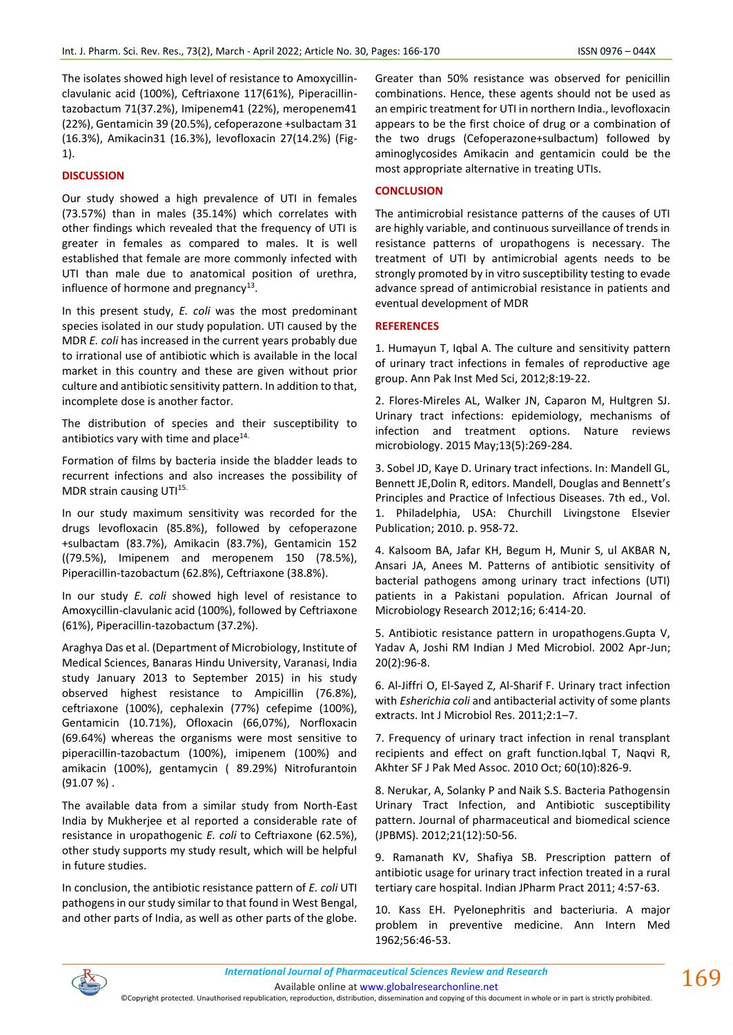The isolates showed high level of resistance to Amoxycillin-clavulanic acid (100%), Ceftriaxone 117(61%), Piperacillin-tazobactum 71(37.2%), Imipenem41 (22%), meropenem41 (22%), Gentamicin 39 (20.5%), cefoperazone +sulbactam 31 (16.3%), Amikacin31 (16.3%), levofloxacin 27(14.2%) (Fig-1).

## DISCUSSION

Our study showed a high prevalence of UTI in females (73.57%) than in males (35.14%) which correlates with other findings which revealed that the frequency of UTI is greater in females as compared to males. It is well established that female are more commonly infected with UTI than male due to anatomical position of urethra, influence of hormone and pregnancy[13].

In this present study, *E. coli* was the most predominant species isolated in our study population. UTI caused by the MDR *E. coli* has increased in the current years probably due to irrational use of antibiotic which is available in the local market in this country and these are given without prior culture and antibiotic sensitivity pattern. In addition to that, incomplete dose is another factor.

The distribution of species and their susceptibility to antibiotics vary with time and place[14].

Formation of films by bacteria inside the bladder leads to recurrent infections and also increases the possibility of MDR strain causing UTI[15].

In our study maximum sensitivity was recorded for the drugs levofloxacin (85.8%), followed by cefoperazone +sulbactam (83.7%), Amikacin (83.7%), Gentamicin 152 ((79.5%), Imipenem and meropenem 150 (78.5%), Piperacillin-tazobactum (62.8%), Ceftriaxone (38.8%).

In our study *E. coli* showed high level of resistance to Amoxycillin-clavulanic acid (100%), followed by Ceftriaxone (61%), Piperacillin-tazobactum (37.2%).

Araghya Das et al. (Department of Microbiology, Institute of Medical Sciences, Banaras Hindu University, Varanasi, India study January 2013 to September 2015) in his study observed highest resistance to Ampicillin (76.8%), ceftriaxone (100%), cephalexin (77%) cefepime (100%), Gentamicin (10.71%), Ofloxacin (66,07%), Norfloxacin (69.64%) whereas the organisms were most sensitive to piperacillin-tazobactum (100%), imipenem (100%) and amikacin (100%), gentamycin ( 89.29%) Nitrofurantoin (91.07 %) .

The available data from a similar study from North-East India by Mukherjee et al reported a considerable rate of resistance in uropathogenic *E. coli* to Ceftriaxone (62.5%), other study supports my study result, which will be helpful in future studies.

In conclusion, the antibiotic resistance pattern of *E. coli* UTI pathogens in our study similar to that found in West Bengal, and other parts of India, as well as other parts of the globe. Greater than 50% resistance was observed for penicillin combinations. Hence, these agents should not be used as an empiric treatment for UTI in northern India., levofloxacin appears to be the first choice of drug or a combination of the two drugs (Cefoperazone+sulbactum) followed by aminoglycosides Amikacin and gentamicin could be the most appropriate alternative in treating UTIs.

## CONCLUSION

The antimicrobial resistance patterns of the causes of UTI are highly variable, and continuous surveillance of trends in resistance patterns of uropathogens is necessary. The treatment of UTI by antimicrobial agents needs to be strongly promoted by in vitro susceptibility testing to evade advance spread of antimicrobial resistance in patients and eventual development of MDR

## REFERENCES

1. Humayun T, Iqbal A. The culture and sensitivity pattern of urinary tract infections in females of reproductive age group. Ann Pak Inst Med Sci, 2012;8:19-22.

2. Flores-Mireles AL, Walker JN, Caparon M, Hultgren SJ. Urinary tract infections: epidemiology, mechanisms of infection and treatment options. Nature reviews microbiology. 2015 May;13(5):269-284.

3. Sobel JD, Kaye D. Urinary tract infections. In: Mandell GL, Bennett JE,Dolin R, editors. Mandell, Douglas and Bennett's Principles and Practice of Infectious Diseases. 7th ed., Vol. 1. Philadelphia, USA: Churchill Livingstone Elsevier Publication; 2010. p. 958-72.

4. Kalsoom BA, Jafar KH, Begum H, Munir S, ul AKBAR N, Ansari JA, Anees M. Patterns of antibiotic sensitivity of bacterial pathogens among urinary tract infections (UTI) patients in a Pakistani population. African Journal of Microbiology Research 2012;16; 6:414-20.

5. Antibiotic resistance pattern in uropathogens.Gupta V, Yadav A, Joshi RM Indian J Med Microbiol. 2002 Apr-Jun; 20(2):96-8.

6. Al-Jiffri O, El-Sayed Z, Al-Sharif F. Urinary tract infection with *Esherichia coli* and antibacterial activity of some plants extracts. Int J Microbiol Res. 2011;2:1–7.

7. Frequency of urinary tract infection in renal transplant recipients and effect on graft function.Iqbal T, Naqvi R, Akhter SF J Pak Med Assoc. 2010 Oct; 60(10):826-9.

8. Nerukar, A, Solanky P and Naik S.S. Bacteria Pathogensin Urinary Tract Infection, and Antibiotic susceptibility pattern. Journal of pharmaceutical and biomedical science (JPBMS). 2012;21(12):50-56.

9. Ramanath KV, Shafiya SB. Prescription pattern of antibiotic usage for urinary tract infection treated in a rural tertiary care hospital. Indian JPharm Pract 2011; 4:57-63.

10. Kass EH. Pyelonephritis and bacteriuria. A major problem in preventive medicine. Ann Intern Med 1962;56:46-53.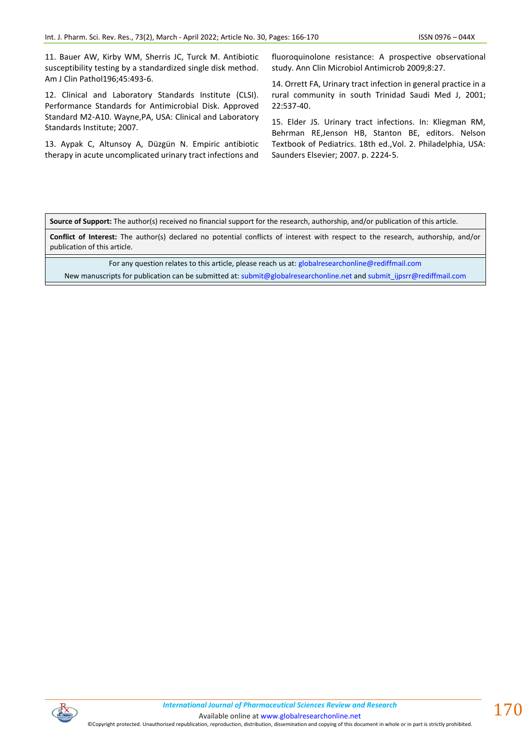11. Bauer AW, Kirby WM, Sherris JC, Turck M. Antibiotic susceptibility testing by a standardized single disk method. Am J Clin Pathol196;45:493-6.

12. Clinical and Laboratory Standards Institute (CLSI). Performance Standards for Antimicrobial Disk. Approved Standard M2-A10. Wayne,PA, USA: Clinical and Laboratory Standards Institute; 2007.

13. Aypak C, Altunsoy A, Düzgün N. Empiric antibiotic therapy in acute uncomplicated urinary tract infections and fluoroquinolone resistance: A prospective observational study. Ann Clin Microbiol Antimicrob 2009;8:27.

14. Orrett FA, Urinary tract infection in general practice in a rural community in south Trinidad Saudi Med J, 2001; 22:537-40.

15. Elder JS. Urinary tract infections. In: Kliegman RM, Behrman RE,Jenson HB, Stanton BE, editors. Nelson Textbook of Pediatrics. 18th ed.,Vol. 2. Philadelphia, USA: Saunders Elsevier; 2007. p. 2224-5.

**Source of Support:** The author(s) received no financial support for the research, authorship, and/or publication of this article.

**Conflict of Interest:** The author(s) declared no potential conflicts of interest with respect to the research, authorship, and/or publication of this article.

For any question relates to this article, please reach us at: globalresearchonline@rediffmail.com

New manuscripts for publication can be submitted at: submit@globalresearchonline.net and submit_ijpsrr@rediffmail.com